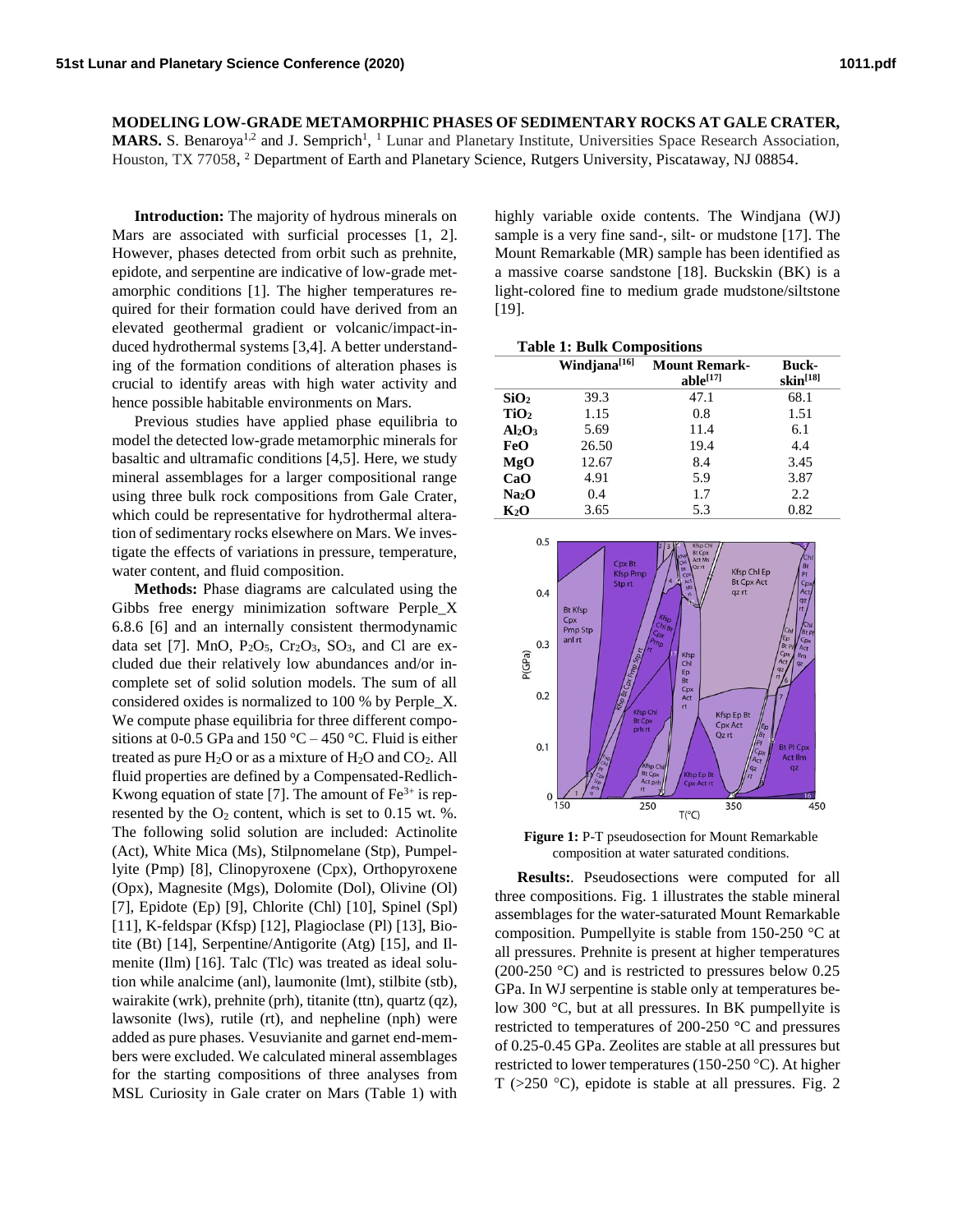**MODELING LOW-GRADE METAMORPHIC PHASES OF SEDIMENTARY ROCKS AT GALE CRATER, MARS.** S. Benaroya[1,2] and J. Semprich[1], [1] Lunar and Planetary Institute, Universities Space Research Association, Houston, TX 77058, [2] Department of Earth and Planetary Science, Rutgers University, Piscataway, NJ 08854.

**Introduction:** The majority of hydrous minerals on Mars are associated with surficial processes [1, 2]. However, phases detected from orbit such as prehnite, epidote, and serpentine are indicative of low-grade metamorphic conditions [1]. The higher temperatures required for their formation could have derived from an elevated geothermal gradient or volcanic/impact-induced hydrothermal systems [3,4]. A better understanding of the formation conditions of alteration phases is crucial to identify areas with high water activity and hence possible habitable environments on Mars.

Previous studies have applied phase equilibria to model the detected low-grade metamorphic minerals for basaltic and ultramafic conditions [4,5]. Here, we study mineral assemblages for a larger compositional range using three bulk rock compositions from Gale Crater, which could be representative for hydrothermal alteration of sedimentary rocks elsewhere on Mars. We investigate the effects of variations in pressure, temperature, water content, and fluid composition.

**Methods:** Phase diagrams are calculated using the Gibbs free energy minimization software Perple_X 6.8.6 [6] and an internally consistent thermodynamic data set [7]. MnO, $P_2O_5$, $Cr_2O_3$, $SO_3$, and Cl are excluded due their relatively low abundances and/or incomplete set of solid solution models. The sum of all considered oxides is normalized to 100 % by Perple_X. We compute phase equilibria for three different compositions at 0-0.5 GPa and 150 °C – 450 °C. Fluid is either treated as pure $H_2O$ or as a mixture of $H_2O$ and $CO_2$. All fluid properties are defined by a Compensated-Redlich-Kwong equation of state [7]. The amount of $Fe^{3+}$ is represented by the $O_2$ content, which is set to 0.15 wt. %. The following solid solution are included: Actinolite (Act), White Mica (Ms), Stilpnomelane (Stp), Pumpellyite (Pmp) [8], Clinopyroxene (Cpx), Orthopyroxene (Opx), Magnesite (Mgs), Dolomite (Dol), Olivine (Ol) [7], Epidote (Ep) [9], Chlorite (Chl) [10], Spinel (Spl) [11], K-feldspar (Kfsp) [12], Plagioclase (Pl) [13], Biotite (Bt) [14], Serpentine/Antigorite (Atg) [15], and Ilmenite (Ilm) [16]. Talc (Tlc) was treated as ideal solution while analcime (anl), laumonite (lmt), stilbite (stb), wairakite (wrk), prehnite (prh), titanite (ttn), quartz (qz), lawsonite (lws), rutile (rt), and nepheline (nph) were added as pure phases. Vesuvianite and garnet end-members were excluded. We calculated mineral assemblages for the starting compositions of three analyses from MSL Curiosity in Gale crater on Mars (Table 1) with highly variable oxide contents. The Windjana (WJ) sample is a very fine sand-, silt- or mudstone [17]. The Mount Remarkable (MR) sample has been identified as a massive coarse sandstone [18]. Buckskin (BK) is a light-colored fine to medium grade mudstone/siltstone [19].

**Table 1: Bulk Compositions**

| | Windjana[16] | Mount Remarkable[17] | Buckskin[18] |
|---|---|---|---|
| $SiO_2$ | 39.3 | 47.1 | 68.1 |
| $TiO_2$ | 1.15 | 0.8 | 1.51 |
| $Al_2O_3$ | 5.69 | 11.4 | 6.1 |
| FeO | 26.50 | 19.4 | 4.4 |
| MgO | 12.67 | 8.4 | 3.45 |
| CaO | 4.91 | 5.9 | 3.87 |
| $Na_2O$ | 0.4 | 1.7 | 2.2 |
| $K_2O$ | 3.65 | 5.3 | 0.82 |

**Figure 1:** P-T pseudosection for Mount Remarkable composition at water saturated conditions.

**Results:**. Pseudosections were computed for all three compositions. Fig. 1 illustrates the stable mineral assemblages for the water-saturated Mount Remarkable composition. Pumpellyite is stable from 150-250 °C at all pressures. Prehnite is present at higher temperatures (200-250 °C) and is restricted to pressures below 0.25 GPa. In WJ serpentine is stable only at temperatures below 300 °C, but at all pressures. In BK pumpellyite is restricted to temperatures of 200-250 °C and pressures of 0.25-0.45 GPa. Zeolites are stable at all pressures but restricted to lower temperatures (150-250 °C). At higher T (>250 °C), epidote is stable at all pressures. Fig. 2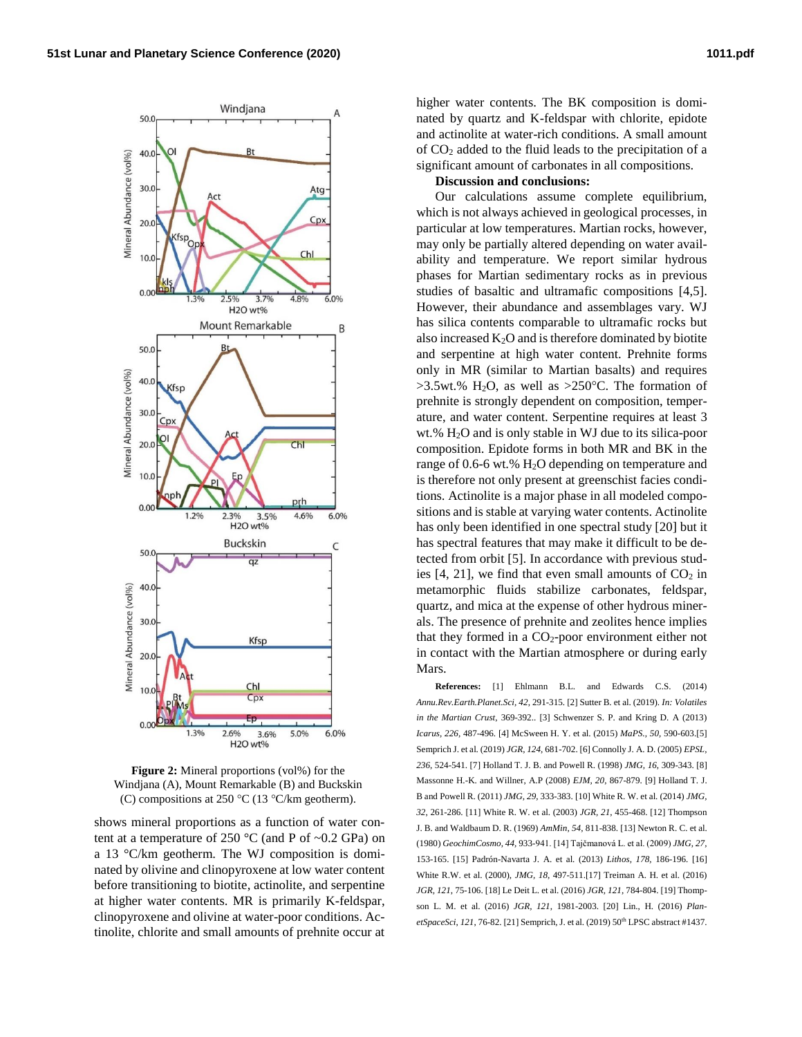Windjana A

50.0
40.0
30.0
20.0
10.0
0.00

Mineral Abundance (vol%)

Ol
Bt
Act
Atg
Cpx
Kfsp
Opx
Chl
kls
nph

1.3%
2.5%
3.7%
4.8%
6.0%

H2O wt%

Mount Remarkable B

50.0
40.0
30.0
20.0
10.0
0.00

Mineral Abundance (vol%)

Bt
Kfsp
Cpx
Ol
Act
Chl
Ep
Pl
nph
prh

1.2%
2.3%
3.5%
4.6%
6.0%

H2O wt%

Buckskin C

50.0
40.0
30.0
20.0
10.0
0.00

Mineral Abundance (vol%)

qz
Kfsp
Act
Chl
Cpx
Bt
Pl
Ms
Ep
Opx

1.3%
2.6%
3.6%
5.0%
6.0%

H2O wt%

**Figure 2:** Mineral proportions (vol%) for the Windjana (A), Mount Remarkable (B) and Buckskin (C) compositions at 250 °C (13 °C/km geotherm).

shows mineral proportions as a function of water content at a temperature of 250 °C (and P of ~0.2 GPa) on a 13 °C/km geotherm. The WJ composition is dominated by olivine and clinopyroxene at low water content before transitioning to biotite, actinolite, and serpentine at higher water contents. MR is primarily K-feldspar, clinopyroxene and olivine at water-poor conditions. Actinolite, chlorite and small amounts of prehnite occur at higher water contents. The BK composition is dominated by quartz and K-feldspar with chlorite, epidote and actinolite at water-rich conditions. A small amount of $CO_2$ added to the fluid leads to the precipitation of a significant amount of carbonates in all compositions.

**Discussion and conclusions:**

Our calculations assume complete equilibrium, which is not always achieved in geological processes, in particular at low temperatures. Martian rocks, however, may only be partially altered depending on water availability and temperature. We report similar hydrous phases for Martian sedimentary rocks as in previous studies of basaltic and ultramafic compositions [4,5]. However, their abundance and assemblages vary. WJ has silica contents comparable to ultramafic rocks but also increased $K_2O$ and is therefore dominated by biotite and serpentine at high water content. Prehnite forms only in MR (similar to Martian basalts) and requires >3.5wt.% $H_2O$, as well as >250°C. The formation of prehnite is strongly dependent on composition, temperature, and water content. Serpentine requires at least 3 wt.% $H_2O$ and is only stable in WJ due to its silica-poor composition. Epidote forms in both MR and BK in the range of 0.6-6 wt.% $H_2O$ depending on temperature and is therefore not only present at greenschist facies conditions. Actinolite is a major phase in all modeled compositions and is stable at varying water contents. Actinolite has only been identified in one spectral study [20] but it has spectral features that may make it difficult to be detected from orbit [5]. In accordance with previous studies [4, 21], we find that even small amounts of $CO_2$ in metamorphic fluids stabilize carbonates, feldspar, quartz, and mica at the expense of other hydrous minerals. The presence of prehnite and zeolites hence implies that they formed in a $CO_2$-poor environment either not in contact with the Martian atmosphere or during early Mars.

**References:** [1] Ehlmann B.L. and Edwards C.S. (2014) *Annu.Rev.Earth.Planet.Sci, 42*, 291-315. [2] Sutter B. et al. (2019). *In: Volatiles in the Martian Crust*, 369-392.. [3] Schwenzer S. P. and Kring D. A (2013) *Icarus, 226*, 487-496. [4] McSween H. Y. et al. (2015) *MaPS., 50*, 590-603.[5] Semprich J. et al. (2019) *JGR, 124*, 681-702. [6] Connolly J. A. D. (2005) *EPSL, 236*, 524-541. [7] Holland T. J. B. and Powell R. (1998) *JMG, 16*, 309-343. [8] Massonne H.-K. and Willner, A.P (2008) *EJM, 20*, 867-879. [9] Holland T. J. B and Powell R. (2011) *JMG, 29*, 333-383. [10] White R. W. et al. (2014) *JMG, 32*, 261-286. [11] White R. W. et al. (2003) *JGR, 21*, 455-468. [12] Thompson J. B. and Waldbaum D. R. (1969) *AmMin, 54*, 811-838. [13] Newton R. C. et al. (1980) *GeochimCosmo, 44*, 933-941. [14] Tajčmanová L. et al. (2009) *JMG, 27*, 153-165. [15] Padrón-Navarta J. A. et al. (2013) *Lithos, 178*, 186-196. [16] White R.W. et al. (2000), *JMG, 18*, 497-511.[17] Treiman A. H. et al. (2016) *JGR, 121*, 75-106. [18] Le Deit L. et al. (2016) *JGR, 121*, 784-804. [19] Thompson L. M. et al. (2016) *JGR, 121*, 1981-2003. [20] Lin., H. (2016) *PlanetSpaceSci, 121*, 76-82. [21] Semprich, J. et al. (2019) 50th LPSC abstract #1437.